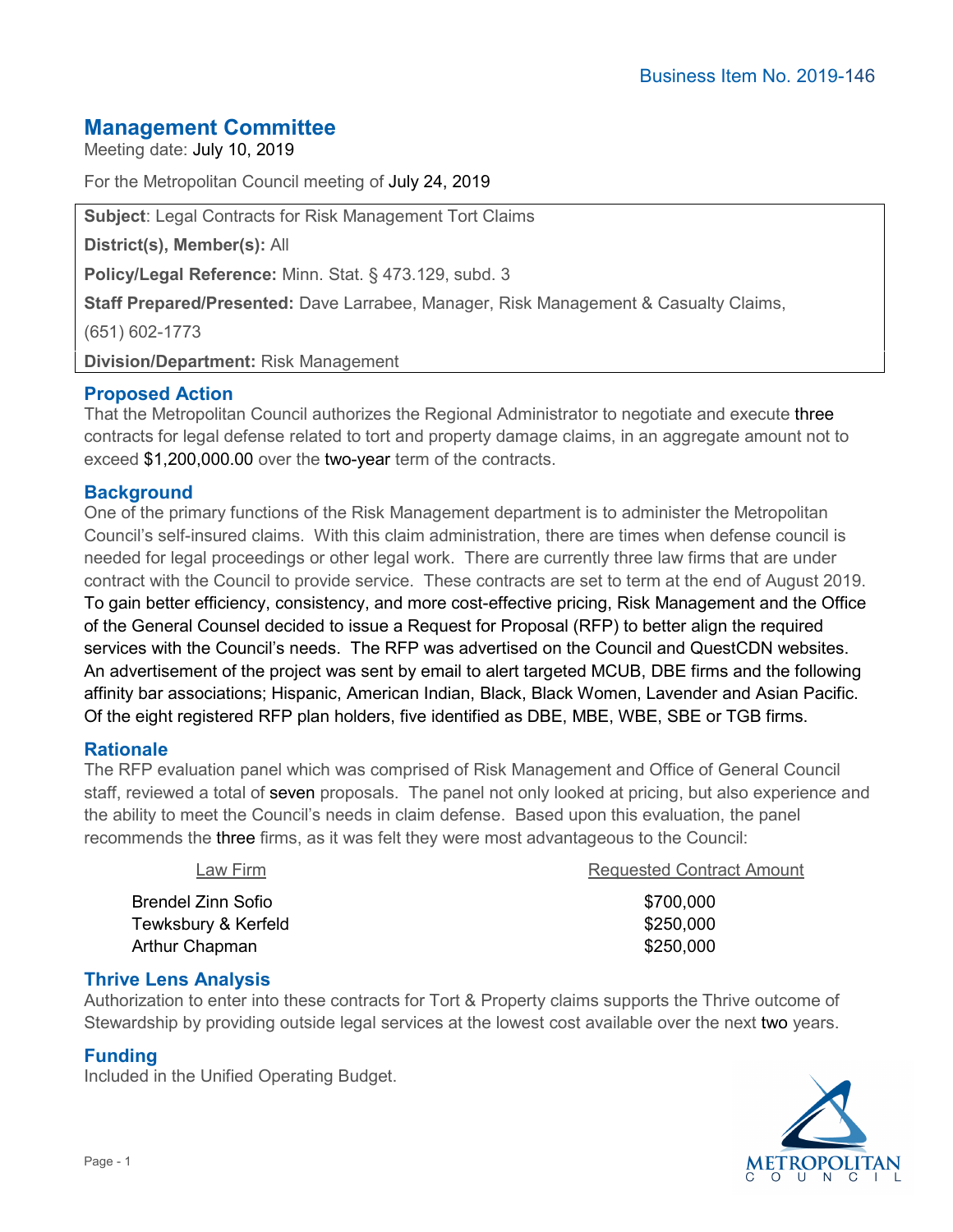Business Item No. 2019-146

## Management Committee

Meeting date: July 10, 2019

For the Metropolitan Council meeting of July 24, 2019

**Subject**: Legal Contracts for Risk Management Tort Claims

**District(s), Member(s):** All

**Policy/Legal Reference:** Minn. Stat. § 473.129, subd. 3

**Staff Prepared/Presented:** Dave Larrabee, Manager, Risk Management & Casualty Claims, (651) 602-1773

**Division/Department:** Risk Management

### Proposed Action

That the Metropolitan Council authorizes the Regional Administrator to negotiate and execute three contracts for legal defense related to tort and property damage claims, in an aggregate amount not to exceed $1,200,000.00 over the two-year term of the contracts.

### Background

One of the primary functions of the Risk Management department is to administer the Metropolitan Council's self-insured claims. With this claim administration, there are times when defense council is needed for legal proceedings or other legal work. There are currently three law firms that are under contract with the Council to provide service. These contracts are set to term at the end of August 2019. To gain better efficiency, consistency, and more cost-effective pricing, Risk Management and the Office of the General Counsel decided to issue a Request for Proposal (RFP) to better align the required services with the Council's needs. The RFP was advertised on the Council and QuestCDN websites. An advertisement of the project was sent by email to alert targeted MCUB, DBE firms and the following affinity bar associations; Hispanic, American Indian, Black, Black Women, Lavender and Asian Pacific. Of the eight registered RFP plan holders, five identified as DBE, MBE, WBE, SBE or TGB firms.

### Rationale

The RFP evaluation panel which was comprised of Risk Management and Office of General Council staff, reviewed a total of seven proposals. The panel not only looked at pricing, but also experience and the ability to meet the Council's needs in claim defense. Based upon this evaluation, the panel recommends the three firms, as it was felt they were most advantageous to the Council:

| Law Firm | Requested Contract Amount |
|---|---|
| Brendel Zinn Sofio | $700,000 |
| Tewksbury & Kerfeld | $250,000 |
| Arthur Chapman | $250,000 |

### Thrive Lens Analysis

Authorization to enter into these contracts for Tort & Property claims supports the Thrive outcome of Stewardship by providing outside legal services at the lowest cost available over the next two years.

### Funding

Included in the Unified Operating Budget.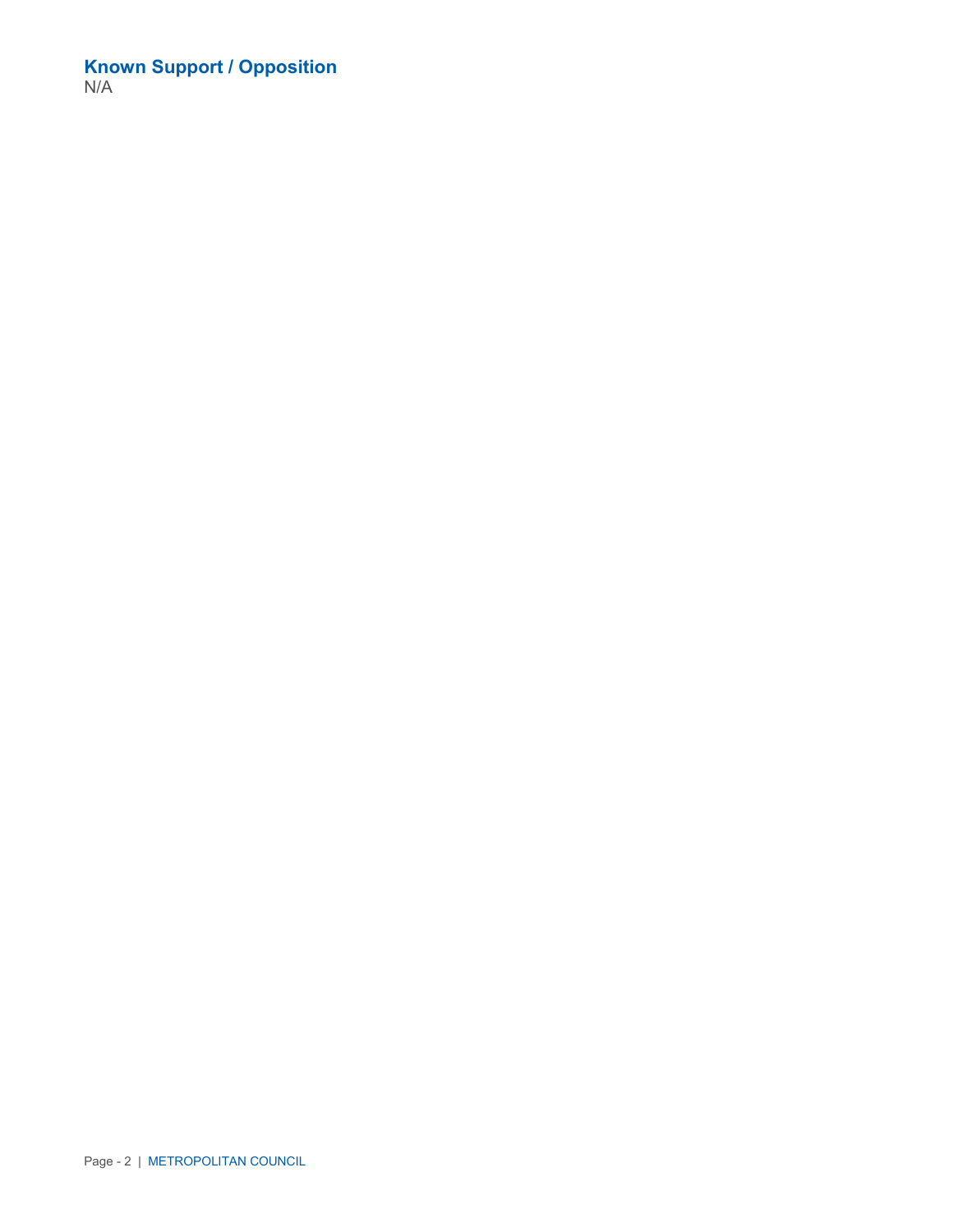## Known Support / Opposition

N/A